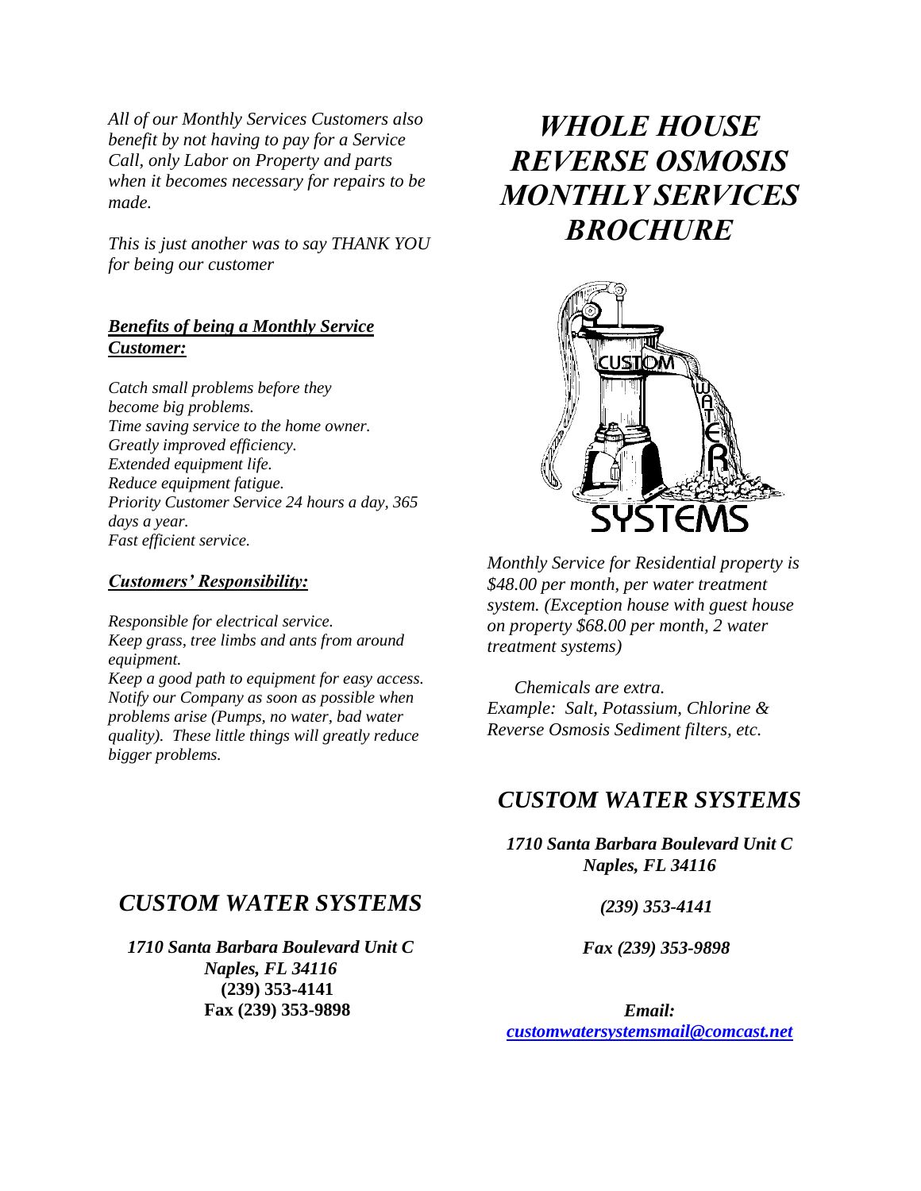*All of our Monthly Services Customers also benefit by not having to pay for a Service Call, only Labor on Property and parts when it becomes necessary for repairs to be made.*

*This is just another was to say THANK YOU for being our customer*

***Benefits of being a Monthly Service Customer:***

*Catch small problems before they become big problems.*
*Time saving service to the home owner.*
*Greatly improved efficiency.*
*Extended equipment life.*
*Reduce equipment fatigue.*
*Priority Customer Service 24 hours a day, 365 days a year.*
*Fast efficient service.*

***Customers' Responsibility:***

*Responsible for electrical service.*
*Keep grass, tree limbs and ants from around equipment.*
*Keep a good path to equipment for easy access.*
*Notify our Company as soon as possible when problems arise (Pumps, no water, bad water quality). These little things will greatly reduce bigger problems.*

## *CUSTOM WATER SYSTEMS*

***1710 Santa Barbara Boulevard Unit C***
***Naples, FL 34116***
**(239) 353-4141**
**Fax (239) 353-9898**

# *WHOLE HOUSE REVERSE OSMOSIS MONTHLY SERVICES BROCHURE*

CUSTOM WATER SYSTEMS

*Monthly Service for Residential property is $48.00 per month, per water treatment system. (Exception house with guest house on property $68.00 per month, 2 water treatment systems)*

*Chemicals are extra.*
*Example: Salt, Potassium, Chlorine & Reverse Osmosis Sediment filters, etc.*

## *CUSTOM WATER SYSTEMS*

***1710 Santa Barbara Boulevard Unit C***
***Naples, FL 34116***

***(239) 353-4141***

***Fax (239) 353-9898***

***Email:***
***customwatersystemsmail@comcast.net***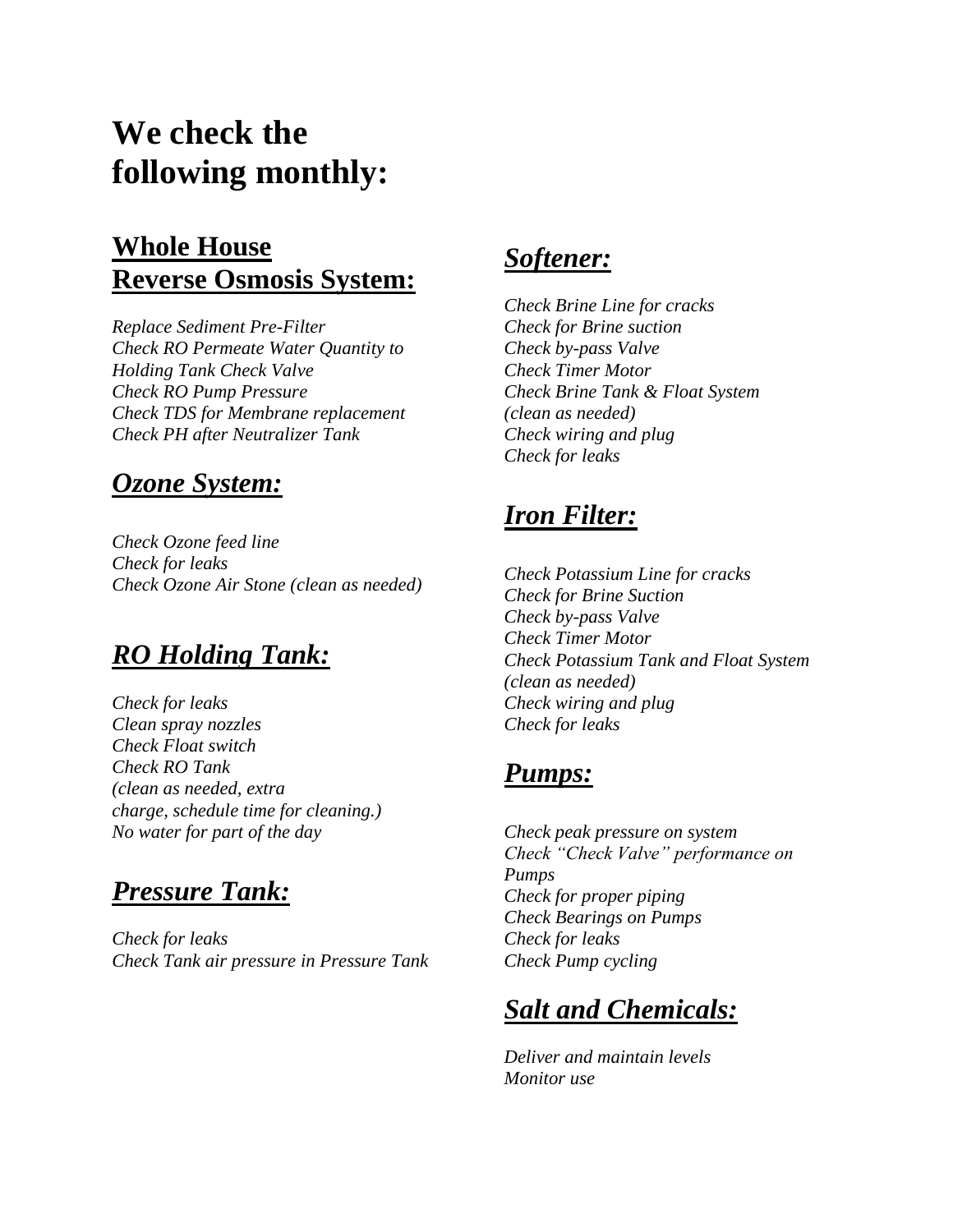# We check the following monthly:

## Whole House Reverse Osmosis System:

*Replace Sediment Pre-Filter*
*Check RO Permeate Water Quantity to Holding Tank Check Valve*
*Check RO Pump Pressure*
*Check TDS for Membrane replacement*
*Check PH after Neutralizer Tank*

## *Ozone System:*

*Check Ozone feed line*
*Check for leaks*
*Check Ozone Air Stone (clean as needed)*

## *RO Holding Tank:*

*Check for leaks*
*Clean spray nozzles*
*Check Float switch*
*Check RO Tank*
*(clean as needed, extra charge, schedule time for cleaning.)*
*No water for part of the day*

## *Pressure Tank:*

*Check for leaks*
*Check Tank air pressure in Pressure Tank*

## *Softener:*

*Check Brine Line for cracks*
*Check for Brine suction*
*Check by-pass Valve*
*Check Timer Motor*
*Check Brine Tank & Float System (clean as needed)*
*Check wiring and plug*
*Check for leaks*

## *Iron Filter:*

*Check Potassium Line for cracks*
*Check for Brine Suction*
*Check by-pass Valve*
*Check Timer Motor*
*Check Potassium Tank and Float System (clean as needed)*
*Check wiring and plug*
*Check for leaks*

## *Pumps:*

*Check peak pressure on system*
*Check "Check Valve" performance on Pumps*
*Check for proper piping*
*Check Bearings on Pumps*
*Check for leaks*
*Check Pump cycling*

## *Salt and Chemicals:*

*Deliver and maintain levels*
*Monitor use*